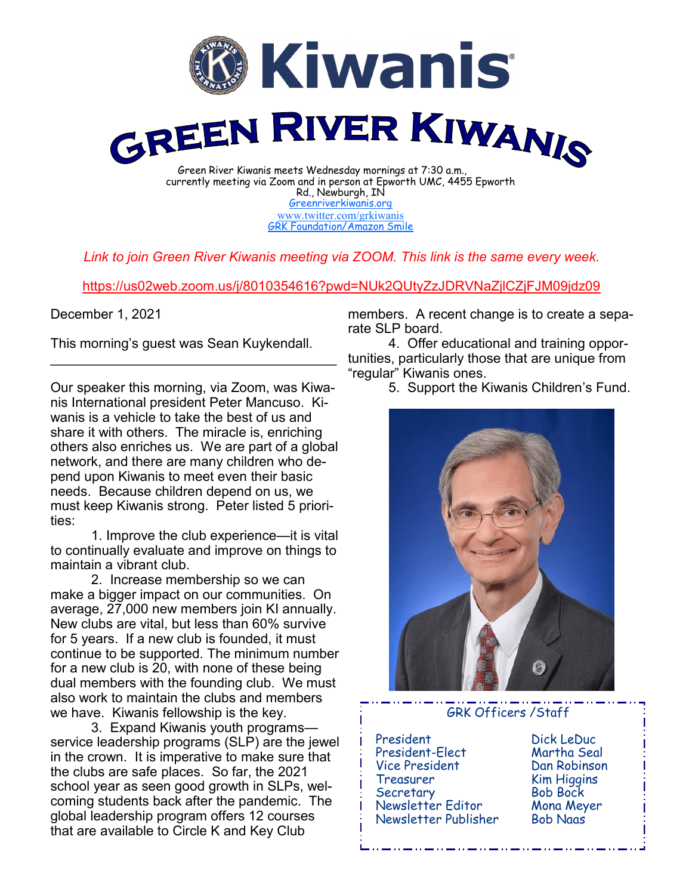# Kiwanis

# GREEN RIVER KIWANIS

Green River Kiwanis meets Wednesday mornings at 7:30 a.m., currently meeting via Zoom and in person at Epworth UMC, 4455 Epworth Rd., Newburgh, IN

Greenriverkiwanis.org

www.twitter.com/grkiwanis

GRK Foundation/Amazon Smile

*Link to join Green River Kiwanis meeting via ZOOM. This link is the same every week.*

https://us02web.zoom.us/j/8010354616?pwd=NUk2QUtyZzJDRVNaZjlCZjFJM09jdz09

December 1, 2021

This morning's guest was Sean Kuykendall.

---

Our speaker this morning, via Zoom, was Kiwanis International president Peter Mancuso. Kiwanis is a vehicle to take the best of us and share it with others. The miracle is, enriching others also enriches us. We are part of a global network, and there are many children who depend upon Kiwanis to meet even their basic needs. Because children depend on us, we must keep Kiwanis strong. Peter listed 5 priorities:

1. Improve the club experience—it is vital to continually evaluate and improve on things to maintain a vibrant club.

2. Increase membership so we can make a bigger impact on our communities. On average, 27,000 new members join KI annually. New clubs are vital, but less than 60% survive for 5 years. If a new club is founded, it must continue to be supported. The minimum number for a new club is 20, with none of these being dual members with the founding club. We must also work to maintain the clubs and members we have. Kiwanis fellowship is the key.

3. Expand Kiwanis youth programs—service leadership programs (SLP) are the jewel in the crown. It is imperative to make sure that the clubs are safe places. So far, the 2021 school year as seen good growth in SLPs, welcoming students back after the pandemic. The global leadership program offers 12 courses that are available to Circle K and Key Club members. A recent change is to create a separate SLP board.

4. Offer educational and training opportunities, particularly those that are unique from "regular" Kiwanis ones.

5. Support the Kiwanis Children's Fund.

## GRK Officers /Staff

| | |
|---|---|
| President | Dick LeDuc |
| President-Elect | Martha Seal |
| Vice President | Dan Robinson |
| Treasurer | Kim Higgins |
| Secretary | Bob Bock |
| Newsletter Editor | Mona Meyer |
| Newsletter Publisher | Bob Naas |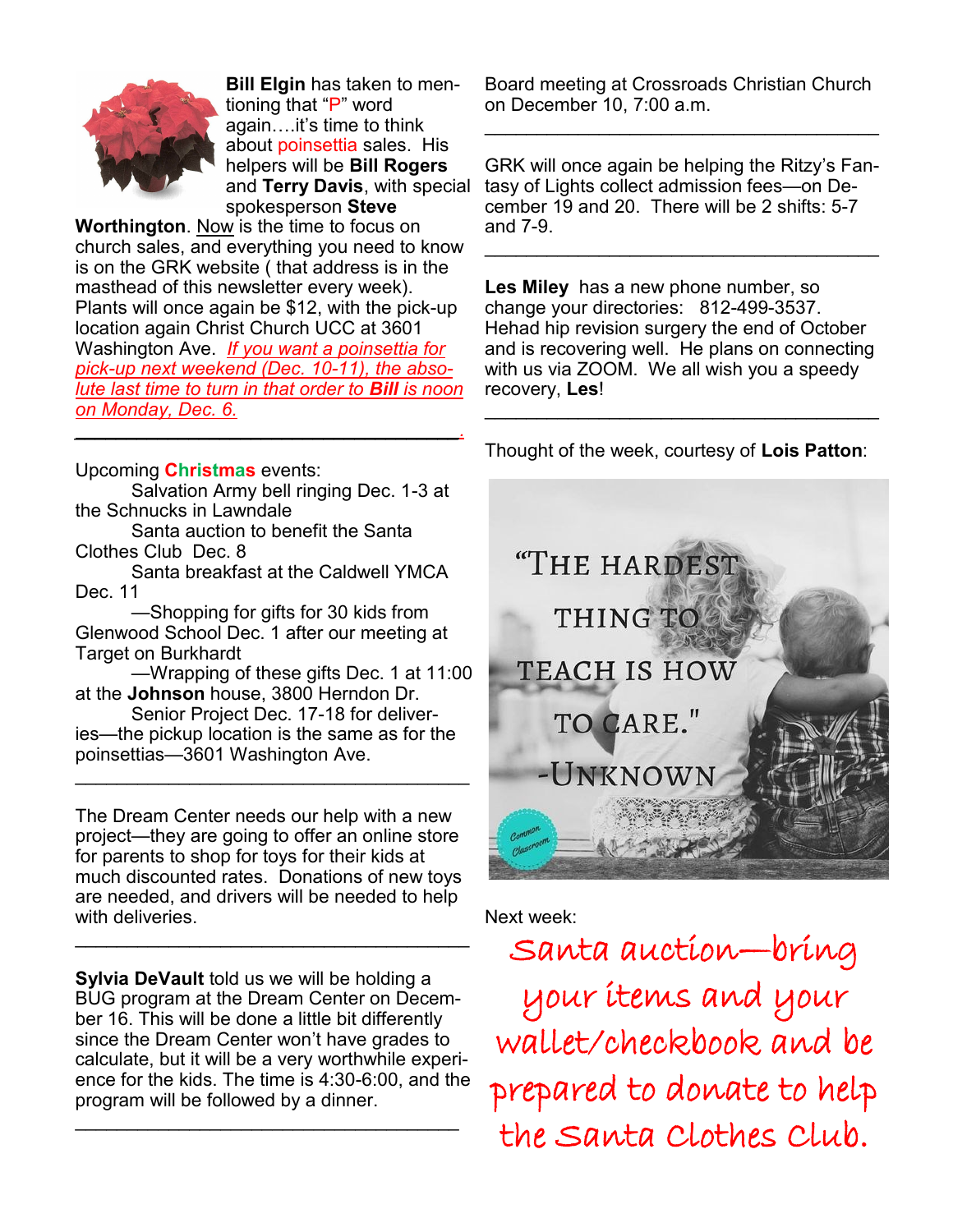**Bill Elgin** has taken to mentioning that "P" word again….it's time to think about poinsettia sales. His helpers will be **Bill Rogers** and **Terry Davis**, with special spokesperson **Steve Worthington**. Now is the time to focus on church sales, and everything you need to know is on the GRK website ( that address is in the masthead of this newsletter every week). Plants will once again be $12, with the pick-up location again Christ Church UCC at 3601 Washington Ave. *If you want a poinsettia for pick-up next weekend (Dec. 10-11), the absolute last time to turn in that order to **Bill** is noon on Monday, Dec. 6.*

---

Upcoming Christmas events:

Salvation Army bell ringing Dec. 1-3 at the Schnucks in Lawndale

Santa auction to benefit the Santa Clothes Club Dec. 8

Santa breakfast at the Caldwell YMCA Dec. 11

—Shopping for gifts for 30 kids from Glenwood School Dec. 1 after our meeting at Target on Burkhardt

—Wrapping of these gifts Dec. 1 at 11:00 at the **Johnson** house, 3800 Herndon Dr.

Senior Project Dec. 17-18 for deliveries—the pickup location is the same as for the poinsettias—3601 Washington Ave.

---

The Dream Center needs our help with a new project—they are going to offer an online store for parents to shop for toys for their kids at much discounted rates. Donations of new toys are needed, and drivers will be needed to help with deliveries.

---

**Sylvia DeVault** told us we will be holding a BUG program at the Dream Center on December 16. This will be done a little bit differently since the Dream Center won't have grades to calculate, but it will be a very worthwhile experience for the kids. The time is 4:30-6:00, and the program will be followed by a dinner.

---

Board meeting at Crossroads Christian Church on December 10, 7:00 a.m.

---

GRK will once again be helping the Ritzy's Fantasy of Lights collect admission fees—on December 19 and 20. There will be 2 shifts: 5-7 and 7-9.

---

**Les Miley** has a new phone number, so change your directories: 812-499-3537. Hehad hip revision surgery the end of October and is recovering well. He plans on connecting with us via ZOOM. We all wish you a speedy recovery, **Les**!

---

Thought of the week, courtesy of **Lois Patton**:

"The hardest thing to teach is how to care." -Unknown

Next week:

Santa auction—bring your items and your wallet/checkbook and be prepared to donate to help the Santa Clothes Club.